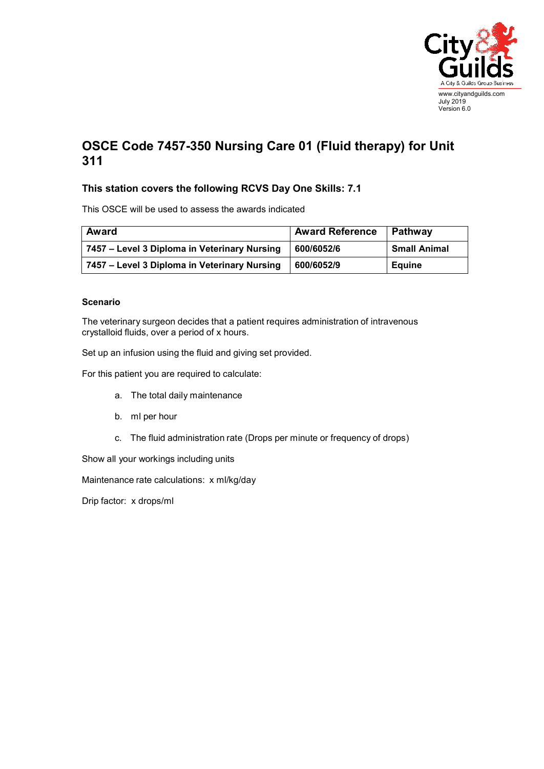www.cityandguilds.com
July 2019
Version 6.0

# OSCE Code 7457-350 Nursing Care 01 (Fluid therapy) for Unit 311

### This station covers the following RCVS Day One Skills: 7.1

This OSCE will be used to assess the awards indicated

| Award | Award Reference | Pathway |
| --- | --- | --- |
| **7457 – Level 3 Diploma in Veterinary Nursing** | **600/6052/6** | **Small Animal** |
| **7457 – Level 3 Diploma in Veterinary Nursing** | **600/6052/9** | **Equine** |

**Scenario**

The veterinary surgeon decides that a patient requires administration of intravenous crystalloid fluids, over a period of x hours.

Set up an infusion using the fluid and giving set provided.

For this patient you are required to calculate:

a. The total daily maintenance

b. ml per hour

c. The fluid administration rate (Drops per minute or frequency of drops)

Show all your workings including units

Maintenance rate calculations: x ml/kg/day

Drip factor: x drops/ml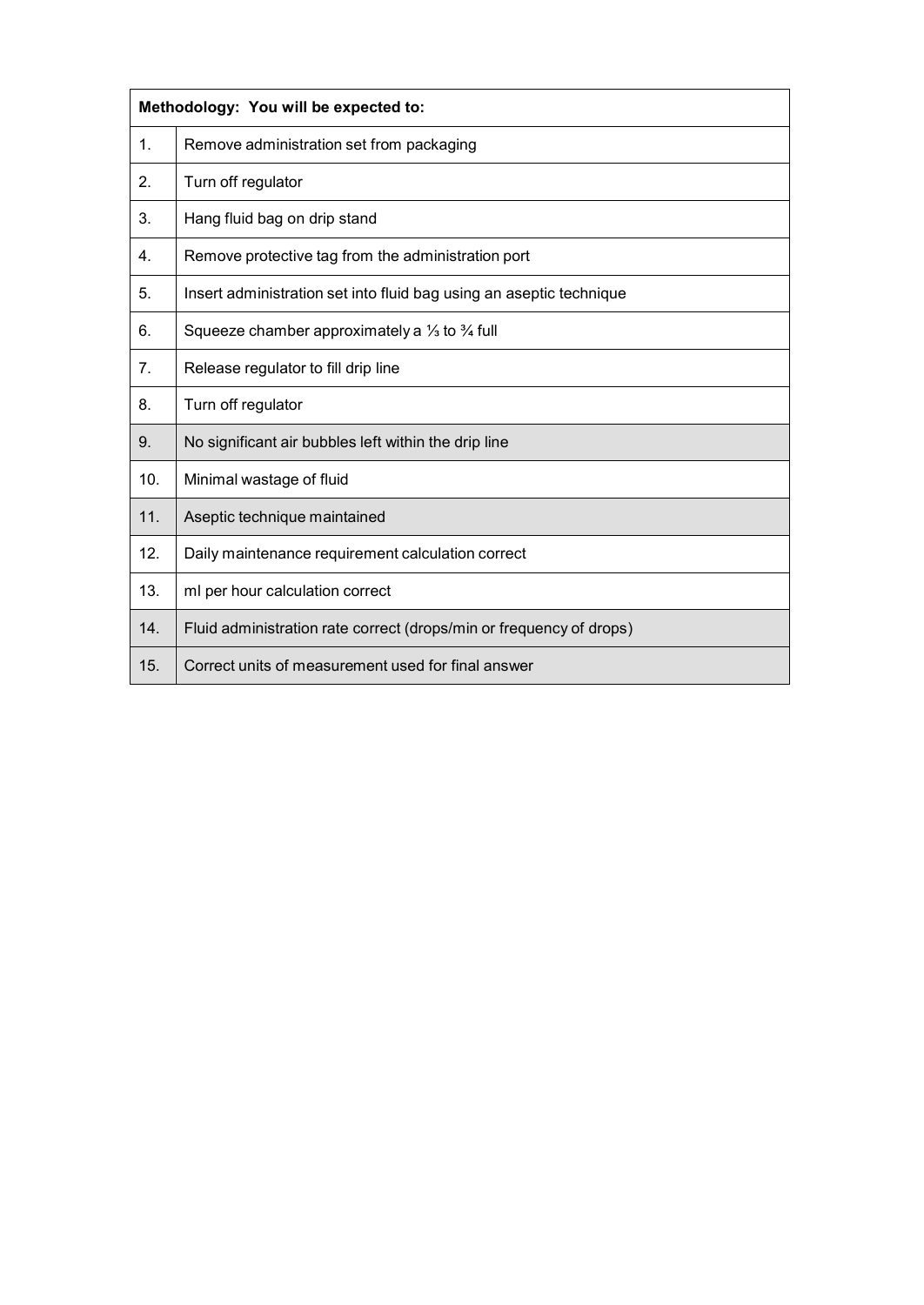| Methodology: You will be expected to: | |
|---|---|
| 1. | Remove administration set from packaging |
| 2. | Turn off regulator |
| 3. | Hang fluid bag on drip stand |
| 4. | Remove protective tag from the administration port |
| 5. | Insert administration set into fluid bag using an aseptic technique |
| 6. | Squeeze chamber approximately a ⅓ to ¾ full |
| 7. | Release regulator to fill drip line |
| 8. | Turn off regulator |
| 9. | No significant air bubbles left within the drip line |
| 10. | Minimal wastage of fluid |
| 11. | Aseptic technique maintained |
| 12. | Daily maintenance requirement calculation correct |
| 13. | ml per hour calculation correct |
| 14. | Fluid administration rate correct (drops/min or frequency of drops) |
| 15. | Correct units of measurement used for final answer |